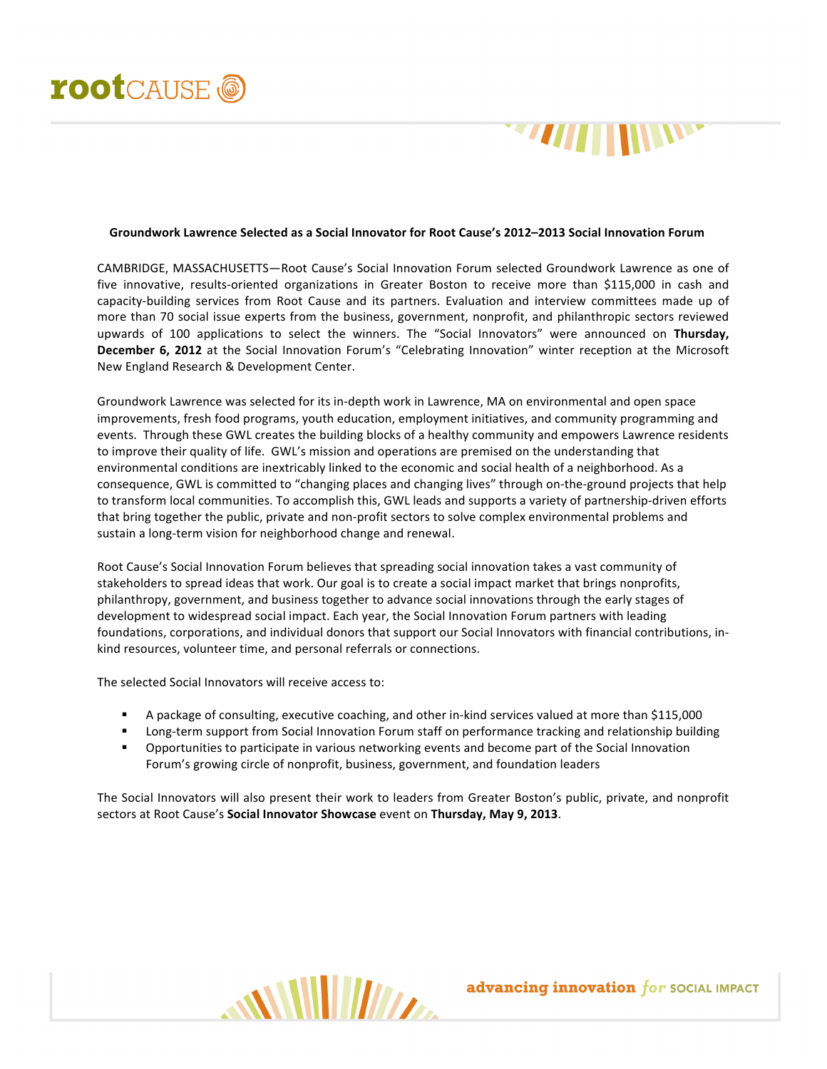# Groundwork Lawrence Selected as a Social Innovator for Root Cause's 2012–2013 Social Innovation Forum

CAMBRIDGE, MASSACHUSETTS—Root Cause's Social Innovation Forum selected Groundwork Lawrence as one of five innovative, results-oriented organizations in Greater Boston to receive more than $115,000 in cash and capacity-building services from Root Cause and its partners. Evaluation and interview committees made up of more than 70 social issue experts from the business, government, nonprofit, and philanthropic sectors reviewed upwards of 100 applications to select the winners. The "Social Innovators" were announced on **Thursday, December 6, 2012** at the Social Innovation Forum's "Celebrating Innovation" winter reception at the Microsoft New England Research & Development Center.

Groundwork Lawrence was selected for its in-depth work in Lawrence, MA on environmental and open space improvements, fresh food programs, youth education, employment initiatives, and community programming and events. Through these GWL creates the building blocks of a healthy community and empowers Lawrence residents to improve their quality of life. GWL's mission and operations are premised on the understanding that environmental conditions are inextricably linked to the economic and social health of a neighborhood. As a consequence, GWL is committed to "changing places and changing lives" through on-the-ground projects that help to transform local communities. To accomplish this, GWL leads and supports a variety of partnership-driven efforts that bring together the public, private and non-profit sectors to solve complex environmental problems and sustain a long-term vision for neighborhood change and renewal.

Root Cause's Social Innovation Forum believes that spreading social innovation takes a vast community of stakeholders to spread ideas that work. Our goal is to create a social impact market that brings nonprofits, philanthropy, government, and business together to advance social innovations through the early stages of development to widespread social impact. Each year, the Social Innovation Forum partners with leading foundations, corporations, and individual donors that support our Social Innovators with financial contributions, in-kind resources, volunteer time, and personal referrals or connections.

The selected Social Innovators will receive access to:

- A package of consulting, executive coaching, and other in-kind services valued at more than $115,000
- Long-term support from Social Innovation Forum staff on performance tracking and relationship building
- Opportunities to participate in various networking events and become part of the Social Innovation Forum's growing circle of nonprofit, business, government, and foundation leaders

The Social Innovators will also present their work to leaders from Greater Boston's public, private, and nonprofit sectors at Root Cause's **Social Innovator Showcase** event on **Thursday, May 9, 2013**.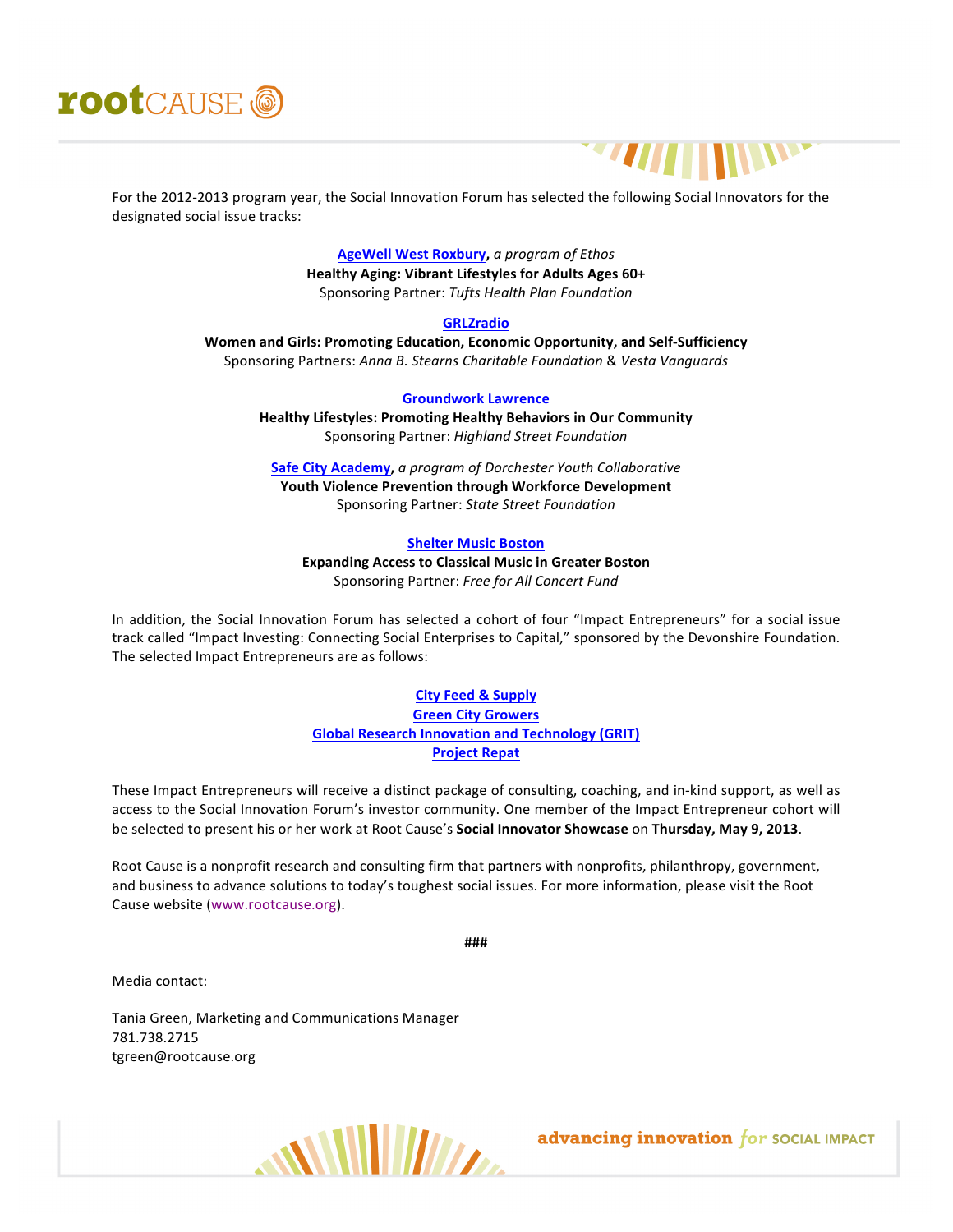For the 2012-2013 program year, the Social Innovation Forum has selected the following Social Innovators for the designated social issue tracks:

**AgeWell West Roxbury**, *a program of Ethos*
**Healthy Aging: Vibrant Lifestyles for Adults Ages 60+**
Sponsoring Partner: *Tufts Health Plan Foundation*

**GRLZradio**
**Women and Girls: Promoting Education, Economic Opportunity, and Self-Sufficiency**
Sponsoring Partners: *Anna B. Stearns Charitable Foundation* & *Vesta Vanguards*

**Groundwork Lawrence**
**Healthy Lifestyles: Promoting Healthy Behaviors in Our Community**
Sponsoring Partner: *Highland Street Foundation*

**Safe City Academy**, *a program of Dorchester Youth Collaborative*
**Youth Violence Prevention through Workforce Development**
Sponsoring Partner: *State Street Foundation*

**Shelter Music Boston**
**Expanding Access to Classical Music in Greater Boston**
Sponsoring Partner: *Free for All Concert Fund*

In addition, the Social Innovation Forum has selected a cohort of four "Impact Entrepreneurs" for a social issue track called "Impact Investing: Connecting Social Enterprises to Capital," sponsored by the Devonshire Foundation. The selected Impact Entrepreneurs are as follows:

**City Feed & Supply**
**Green City Growers**
**Global Research Innovation and Technology (GRIT)**
**Project Repat**

These Impact Entrepreneurs will receive a distinct package of consulting, coaching, and in-kind support, as well as access to the Social Innovation Forum's investor community. One member of the Impact Entrepreneur cohort will be selected to present his or her work at Root Cause's **Social Innovator Showcase** on **Thursday, May 9, 2013**.

Root Cause is a nonprofit research and consulting firm that partners with nonprofits, philanthropy, government, and business to advance solutions to today's toughest social issues. For more information, please visit the Root Cause website (www.rootcause.org).

###

Media contact:

Tania Green, Marketing and Communications Manager
781.738.2715
tgreen@rootcause.org